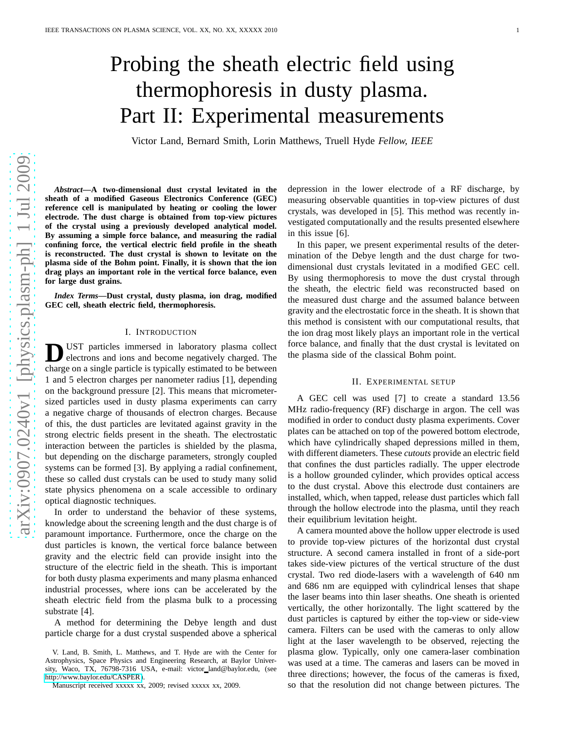# Probing the sheath electric field using thermophoresis in dusty plasma. Part II: Experimental measurements

Victor Land, Bernard Smith, Lorin Matthews, Truell Hyde *Fellow, IEEE*

***Abstract*—A two-dimensional dust crystal levitated in the sheath of a modified Gaseous Electronics Conference (GEC) reference cell is manipulated by heating or cooling the lower electrode. The dust charge is obtained from top-view pictures of the crystal using a previously developed analytical model. By assuming a simple force balance, and measuring the radial confining force, the vertical electric field profile in the sheath is reconstructed. The dust crystal is shown to levitate on the plasma side of the Bohm point. Finally, it is shown that the ion drag plays an important role in the vertical force balance, even for large dust grains.**

***Index Terms*—Dust crystal, dusty plasma, ion drag, modified GEC cell, sheath electric field, thermophoresis.**

## I. Introduction

Dust particles immersed in laboratory plasma collect electrons and ions and become negatively charged. The charge on a single particle is typically estimated to be between 1 and 5 electron charges per nanometer radius [1], depending on the background pressure [2]. This means that micrometer-sized particles used in dusty plasma experiments can carry a negative charge of thousands of electron charges. Because of this, the dust particles are levitated against gravity in the strong electric fields present in the sheath. The electrostatic interaction between the particles is shielded by the plasma, but depending on the discharge parameters, strongly coupled systems can be formed [3]. By applying a radial confinement, these so called dust crystals can be used to study many solid state physics phenomena on a scale accessible to ordinary optical diagnostic techniques.

In order to understand the behavior of these systems, knowledge about the screening length and the dust charge is of paramount importance. Furthermore, once the charge on the dust particles is known, the vertical force balance between gravity and the electric field can provide insight into the structure of the electric field in the sheath. This is important for both dusty plasma experiments and many plasma enhanced industrial processes, where ions can be accelerated by the sheath electric field from the plasma bulk to a processing substrate [4].

A method for determining the Debye length and dust particle charge for a dust crystal suspended above a spherical depression in the lower electrode of a RF discharge, by measuring observable quantities in top-view pictures of dust crystals, was developed in [5]. This method was recently investigated computationally and the results presented elsewhere in this issue [6].

In this paper, we present experimental results of the determination of the Debye length and the dust charge for two-dimensional dust crystals levitated in a modified GEC cell. By using thermophoresis to move the dust crystal through the sheath, the electric field was reconstructed based on the measured dust charge and the assumed balance between gravity and the electrostatic force in the sheath. It is shown that this method is consistent with our computational results, that the ion drag most likely plays an important role in the vertical force balance, and finally that the dust crystal is levitated on the plasma side of the classical Bohm point.

## II. Experimental setup

A GEC cell was used [7] to create a standard 13.56 MHz radio-frequency (RF) discharge in argon. The cell was modified in order to conduct dusty plasma experiments. Cover plates can be attached on top of the powered bottom electrode, which have cylindrically shaped depressions milled in them, with different diameters. These *cutouts* provide an electric field that confines the dust particles radially. The upper electrode is a hollow grounded cylinder, which provides optical access to the dust crystal. Above this electrode dust containers are installed, which, when tapped, release dust particles which fall through the hollow electrode into the plasma, until they reach their equilibrium levitation height.

A camera mounted above the hollow upper electrode is used to provide top-view pictures of the horizontal dust crystal structure. A second camera installed in front of a side-port takes side-view pictures of the vertical structure of the dust crystal. Two red diode-lasers with a wavelength of 640 nm and 686 nm are equipped with cylindrical lenses that shape the laser beams into thin laser sheaths. One sheath is oriented vertically, the other horizontally. The light scattered by the dust particles is captured by either the top-view or side-view camera. Filters can be used with the cameras to only allow light at the laser wavelength to be observed, rejecting the plasma glow. Typically, only one camera-laser combination was used at a time. The cameras and lasers can be moved in three directions; however, the focus of the cameras is fixed, so that the resolution did not change between pictures. The

V. Land, B. Smith, L. Matthews, and T. Hyde are with the Center for Astrophysics, Space Physics and Engineering Research, at Baylor University, Waco, TX, 76798-7316 USA, e-mail: victor_land@baylor.edu, (see http://www.baylor.edu/CASPER).

Manuscript received xxxxx xx, 2009; revised xxxxx xx, 2009.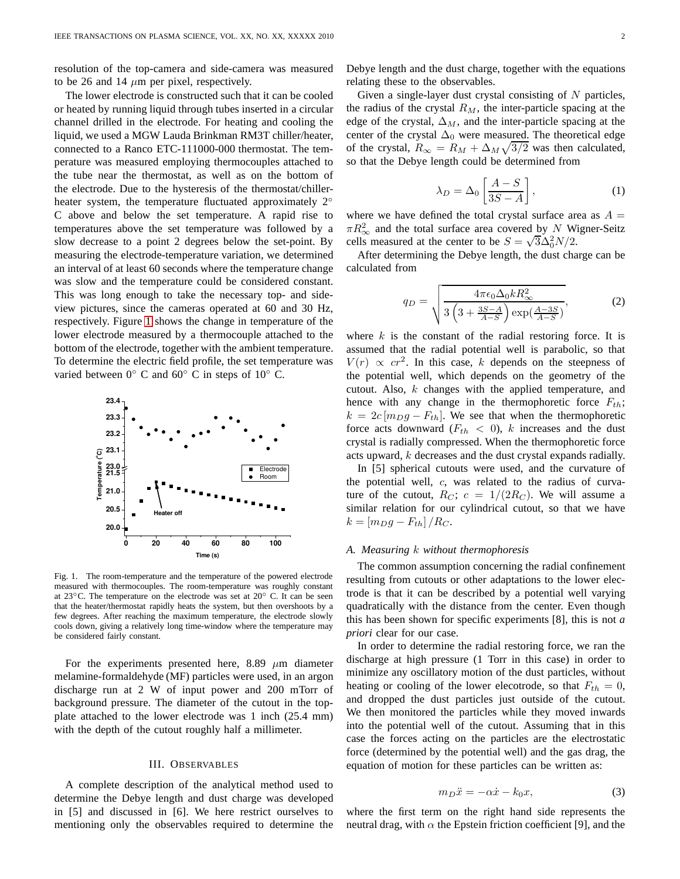resolution of the top-camera and side-camera was measured to be 26 and 14 $\mu$m per pixel, respectively.

The lower electrode is constructed such that it can be cooled or heated by running liquid through tubes inserted in a circular channel drilled in the electrode. For heating and cooling the liquid, we used a MGW Lauda Brinkman RM3T chiller/heater, connected to a Ranco ETC-111000-000 thermostat. The temperature was measured employing thermocouples attached to the tube near the thermostat, as well as on the bottom of the electrode. Due to the hysteresis of the thermostat/chiller-heater system, the temperature fluctuated approximately 2° C above and below the set temperature. A rapid rise to temperatures above the set temperature was followed by a slow decrease to a point 2 degrees below the set-point. By measuring the electrode-temperature variation, we determined an interval of at least 60 seconds where the temperature change was slow and the temperature could be considered constant. This was long enough to take the necessary top- and side-view pictures, since the cameras operated at 60 and 30 Hz, respectively. Figure 1 shows the change in temperature of the lower electrode measured by a thermocouple attached to the bottom of the electrode, together with the ambient temperature. To determine the electric field profile, the set temperature was varied between 0° C and 60° C in steps of 10° C.

Fig. 1. The room-temperature and the temperature of the powered electrode measured with thermocouples. The room-temperature was roughly constant at 23°C. The temperature on the electrode was set at 20° C. It can be seen that the heater/thermostat rapidly heats the system, but then overshoots by a few degrees. After reaching the maximum temperature, the electrode slowly cools down, giving a relatively long time-window where the temperature may be considered fairly constant.

For the experiments presented here, 8.89 $\mu$m diameter melamine-formaldehyde (MF) particles were used, in an argon discharge run at 2 W of input power and 200 mTorr of background pressure. The diameter of the cutout in the top-plate attached to the lower electrode was 1 inch (25.4 mm) with the depth of the cutout roughly half a millimeter.

## III. Observables

A complete description of the analytical method used to determine the Debye length and dust charge was developed in [5] and discussed in [6]. We here restrict ourselves to mentioning only the observables required to determine the Debye length and the dust charge, together with the equations relating these to the observables.

Given a single-layer dust crystal consisting of $N$ particles, the radius of the crystal $R_M$, the inter-particle spacing at the edge of the crystal, $\Delta_M$, and the inter-particle spacing at the center of the crystal $\Delta_0$ were measured. The theoretical edge of the crystal, $R_\infty = R_M + \Delta_M\sqrt{3/2}$ was then calculated, so that the Debye length could be determined from

$$\lambda_D = \Delta_0 \left[ \frac{A - S}{3S - A} \right], \tag{1}$$

where we have defined the total crystal surface area as $A = \pi R_\infty^2$ and the total surface area covered by $N$ Wigner-Seitz cells measured at the center to be $S = \sqrt{3}\Delta_0^2 N/2$.

After determining the Debye length, the dust charge can be calculated from

$$q_D = \sqrt{\frac{4\pi\epsilon_0 \Delta_0 k R_\infty^2}{3\left(3 + \frac{3S-A}{A-S}\right)\exp(\frac{A-3S}{A-S})}}, \tag{2}$$

where $k$ is the constant of the radial restoring force. It is assumed that the radial potential well is parabolic, so that $V(r) \propto cr^2$. In this case, $k$ depends on the steepness of the potential well, which depends on the geometry of the cutout. Also, $k$ changes with the applied temperature, and hence with any change in the thermophoretic force $F_{th}$; $k = 2c\left[m_D g - F_{th}\right]$. We see that when the thermophoretic force acts downward ($F_{th} < 0$), $k$ increases and the dust crystal is radially compressed. When the thermophoretic force acts upward, $k$ decreases and the dust crystal expands radially.

In [5] spherical cutouts were used, and the curvature of the potential well, $c$, was related to the radius of curvature of the cutout, $R_C$; $c = 1/(2R_C)$. We will assume a similar relation for our cylindrical cutout, so that we have $k = \left[m_D g - F_{th}\right]/R_C$.

### A. Measuring $k$ without thermophoresis

The common assumption concerning the radial confinement resulting from cutouts or other adaptations to the lower electrode is that it can be described by a potential well varying quadratically with the distance from the center. Even though this has been shown for specific experiments [8], this is not *a priori* clear for our case.

In order to determine the radial restoring force, we ran the discharge at high pressure (1 Torr in this case) in order to minimize any oscillatory motion of the dust particles, without heating or cooling of the lower elecotrode, so that $F_{th} = 0$, and dropped the dust particles just outside of the cutout. We then monitored the particles while they moved inwards into the potential well of the cutout. Assuming that in this case the forces acting on the particles are the electrostatic force (determined by the potential well) and the gas drag, the equation of motion for these particles can be written as:

$$m_D\ddot{x} = -\alpha\dot{x} - k_0 x, \tag{3}$$

where the first term on the right hand side represents the neutral drag, with $\alpha$ the Epstein friction coefficient [9], and the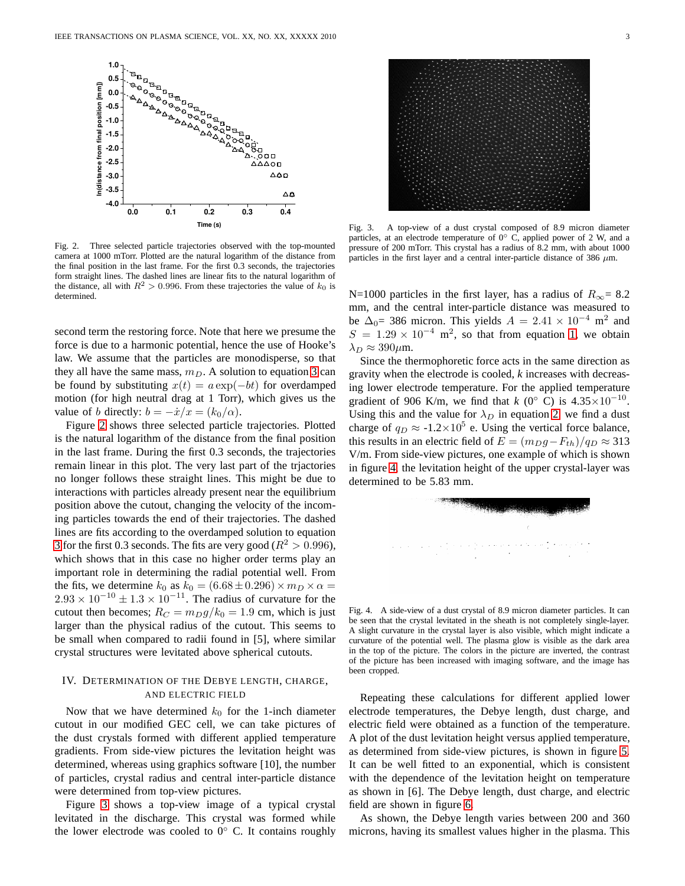Fig. 2. Three selected particle trajectories observed with the top-mounted camera at 1000 mTorr. Plotted are the natural logarithm of the distance from the final position in the last frame. For the first 0.3 seconds, the trajectories form straight lines. The dashed lines are linear fits to the natural logarithm of the distance, all with $R^2 > 0.996$. From these trajectories the value of $k_0$ is determined.

second term the restoring force. Note that here we presume the force is due to a harmonic potential, hence the use of Hooke's law. We assume that the particles are monodisperse, so that they all have the same mass, $m_D$. A solution to equation 3 can be found by substituting $x(t) = a\exp(-bt)$ for overdamped motion (for high neutral drag at 1 Torr), which gives us the value of $b$ directly: $b = -\dot{x}/x = (k_0/\alpha)$.

Figure 2 shows three selected particle trajectories. Plotted is the natural logarithm of the distance from the final position in the last frame. During the first 0.3 seconds, the trajectories remain linear in this plot. The very last part of the trjactories no longer follows these straight lines. This might be due to interactions with particles already present near the equilibrium position above the cutout, changing the velocity of the incoming particles towards the end of their trajectories. The dashed lines are fits according to the overdamped solution to equation 3 for the first 0.3 seconds. The fits are very good ($R^2 > 0.996$), which shows that in this case no higher order terms play an important role in determining the radial potential well. From the fits, we determine $k_0$ as $k_0 = (6.68 \pm 0.296) \times m_D \times \alpha = 2.93 \times 10^{-10} \pm 1.3 \times 10^{-11}$. The radius of curvature for the cutout then becomes; $R_C = m_D g / k_0 = 1.9$ cm, which is just larger than the physical radius of the cutout. This seems to be small when compared to radii found in [5], where similar crystal structures were levitated above spherical cutouts.

## IV. Determination of the Debye Length, Charge, and Electric Field

Now that we have determined $k_0$ for the 1-inch diameter cutout in our modified GEC cell, we can take pictures of the dust crystals formed with different applied temperature gradients. From side-view pictures the levitation height was determined, whereas using graphics software [10], the number of particles, crystal radius and central inter-particle distance were determined from top-view pictures.

Figure 3 shows a top-view image of a typical crystal levitated in the discharge. This crystal was formed while the lower electrode was cooled to 0° C. It contains roughly N=1000 particles in the first layer, has a radius of $R_\infty$= 8.2 mm, and the central inter-particle distance was measured to be $\Delta_0$= 386 micron. This yields $A = 2.41 \times 10^{-4}$ m$^2$ and $S = 1.29 \times 10^{-4}$ m$^2$, so that from equation 1, we obtain $\lambda_D \approx 390\mu$m.

Fig. 3. A top-view of a dust crystal composed of 8.9 micron diameter particles, at an electrode temperature of 0° C, applied power of 2 W, and a pressure of 200 mTorr. This crystal has a radius of 8.2 mm, with about 1000 particles in the first layer and a central inter-particle distance of 386 $\mu$m.

Since the thermophoretic force acts in the same direction as gravity when the electrode is cooled, *k* increases with decreasing lower electrode temperature. For the applied temperature gradient of 906 K/m, we find that *k* (0° C) is $4.35 \times 10^{-10}$. Using this and the value for $\lambda_D$ in equation 2, we find a dust charge of $q_D \approx$ -1.2$\times 10^5$ e. Using the vertical force balance, this results in an electric field of $E = (m_D g - F_{th})/q_D \approx 313$ V/m. From side-view pictures, one example of which is shown in figure 4, the levitation height of the upper crystal-layer was determined to be 5.83 mm.

Fig. 4. A side-view of a dust crystal of 8.9 micron diameter particles. It can be seen that the crystal levitated in the sheath is not completely single-layer. A slight curvature in the crystal layer is also visible, which might indicate a curvature of the potential well. The plasma glow is visible as the dark area in the top of the picture. The colors in the picture are inverted, the contrast of the picture has been increased with imaging software, and the image has been cropped.

Repeating these calculations for different applied lower electrode temperatures, the Debye length, dust charge, and electric field were obtained as a function of the temperature. A plot of the dust levitation height versus applied temperature, as determined from side-view pictures, is shown in figure 5. It can be well fitted to an exponential, which is consistent with the dependence of the levitation height on temperature as shown in [6]. The Debye length, dust charge, and electric field are shown in figure 6.

As shown, the Debye length varies between 200 and 360 microns, having its smallest values higher in the plasma. This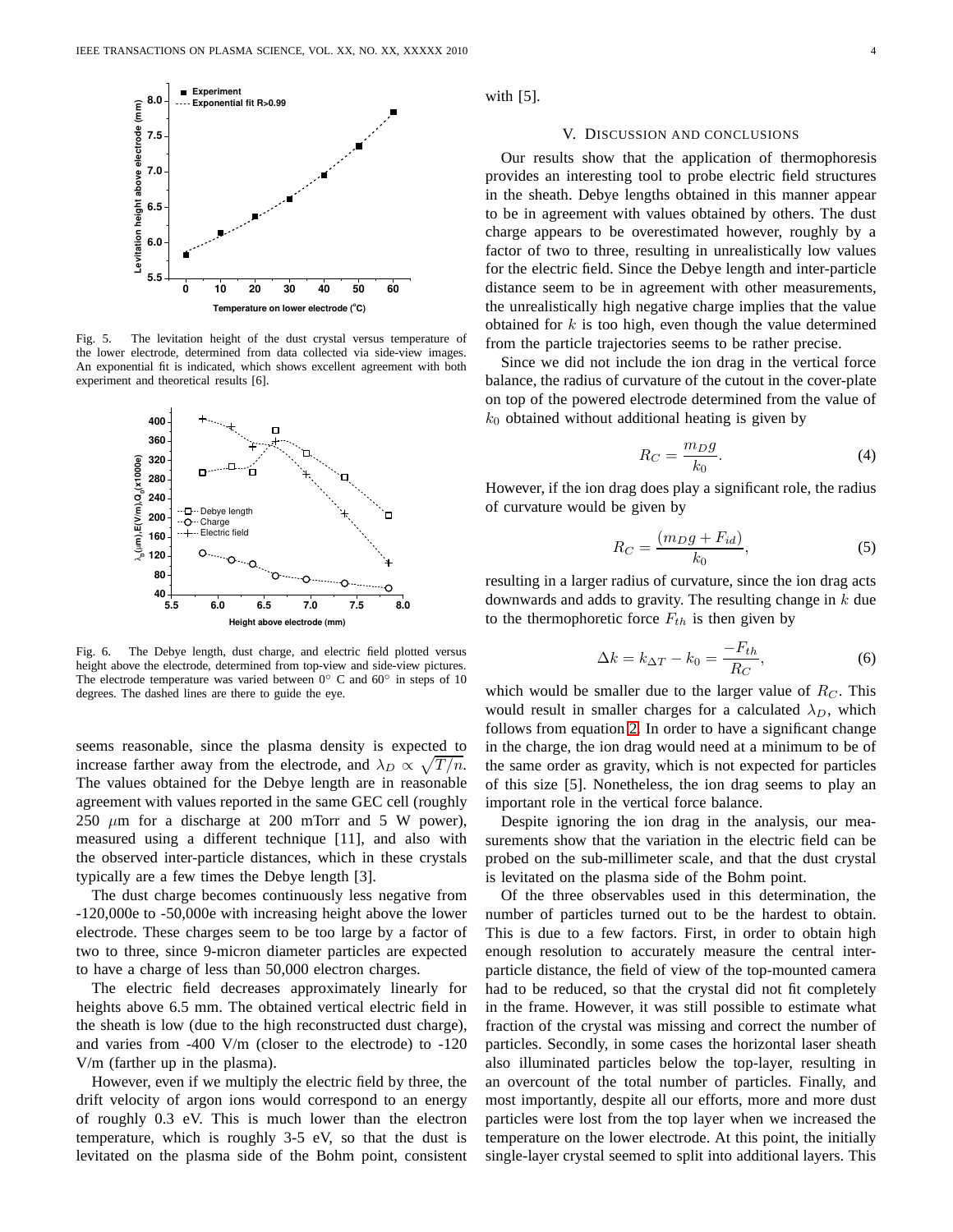Fig. 5. The levitation height of the dust crystal versus temperature of the lower electrode, determined from data collected via side-view images. An exponential fit is indicated, which shows excellent agreement with both experiment and theoretical results [6].

Fig. 6. The Debye length, dust charge, and electric field plotted versus height above the electrode, determined from top-view and side-view pictures. The electrode temperature was varied between 0° C and 60° in steps of 10 degrees. The dashed lines are there to guide the eye.

seems reasonable, since the plasma density is expected to increase farther away from the electrode, and $\lambda_D \propto \sqrt{T/n}$. The values obtained for the Debye length are in reasonable agreement with values reported in the same GEC cell (roughly 250 $\mu$m for a discharge at 200 mTorr and 5 W power), measured using a different technique [11], and also with the observed inter-particle distances, which in these crystals typically are a few times the Debye length [3].

The dust charge becomes continuously less negative from -120,000e to -50,000e with increasing height above the lower electrode. These charges seem to be too large by a factor of two to three, since 9-micron diameter particles are expected to have a charge of less than 50,000 electron charges.

The electric field decreases approximately linearly for heights above 6.5 mm. The obtained vertical electric field in the sheath is low (due to the high reconstructed dust charge), and varies from -400 V/m (closer to the electrode) to -120 V/m (farther up in the plasma).

However, even if we multiply the electric field by three, the drift velocity of argon ions would correspond to an energy of roughly 0.3 eV. This is much lower than the electron temperature, which is roughly 3-5 eV, so that the dust is levitated on the plasma side of the Bohm point, consistent with [5].

## V. Discussion and conclusions

Our results show that the application of thermophoresis provides an interesting tool to probe electric field structures in the sheath. Debye lengths obtained in this manner appear to be in agreement with values obtained by others. The dust charge appears to be overestimated however, roughly by a factor of two to three, resulting in unrealistically low values for the electric field. Since the Debye length and inter-particle distance seem to be in agreement with other measurements, the unrealistically high negative charge implies that the value obtained for $k$ is too high, even though the value determined from the particle trajectories seems to be rather precise.

Since we did not include the ion drag in the vertical force balance, the radius of curvature of the cutout in the cover-plate on top of the powered electrode determined from the value of $k_0$ obtained without additional heating is given by

$$R_C = \frac{m_D g}{k_0}. \tag{4}$$

However, if the ion drag does play a significant role, the radius of curvature would be given by

$$R_C = \frac{(m_D g + F_{id})}{k_0}, \tag{5}$$

resulting in a larger radius of curvature, since the ion drag acts downwards and adds to gravity. The resulting change in $k$ due to the thermophoretic force $F_{th}$ is then given by

$$\Delta k = k_{\Delta T} - k_0 = \frac{-F_{th}}{R_C}, \tag{6}$$

which would be smaller due to the larger value of $R_C$. This would result in smaller charges for a calculated $\lambda_D$, which follows from equation 2. In order to have a significant change in the charge, the ion drag would need at a minimum to be of the same order as gravity, which is not expected for particles of this size [5]. Nonetheless, the ion drag seems to play an important role in the vertical force balance.

Despite ignoring the ion drag in the analysis, our measurements show that the variation in the electric field can be probed on the sub-millimeter scale, and that the dust crystal is levitated on the plasma side of the Bohm point.

Of the three observables used in this determination, the number of particles turned out to be the hardest to obtain. This is due to a few factors. First, in order to obtain high enough resolution to accurately measure the central inter-particle distance, the field of view of the top-mounted camera had to be reduced, so that the crystal did not fit completely in the frame. However, it was still possible to estimate what fraction of the crystal was missing and correct the number of particles. Secondly, in some cases the horizontal laser sheath also illuminated particles below the top-layer, resulting in an overcount of the total number of particles. Finally, and most importantly, despite all our efforts, more and more dust particles were lost from the top layer when we increased the temperature on the lower electrode. At this point, the initially single-layer crystal seemed to split into additional layers. This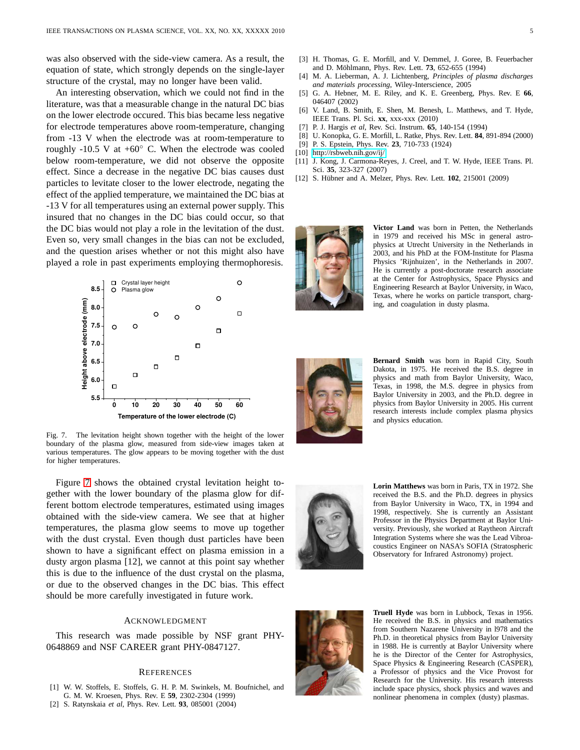was also observed with the side-view camera. As a result, the equation of state, which strongly depends on the single-layer structure of the crystal, may no longer have been valid.

An interesting observation, which we could not find in the literature, was that a measurable change in the natural DC bias on the lower electrode occured. This bias became less negative for electrode temperatures above room-temperature, changing from -13 V when the electrode was at room-temperature to roughly -10.5 V at +60° C. When the electrode was cooled below room-temperature, we did not observe the opposite effect. Since a decrease in the negative DC bias causes dust particles to levitate closer to the lower electrode, negating the effect of the applied temperature, we maintained the DC bias at -13 V for all temperatures using an external power supply. This insured that no changes in the DC bias could occur, so that the DC bias would not play a role in the levitation of the dust. Even so, very small changes in the bias can not be excluded, and the question arises whether or not this might also have played a role in past experiments employing thermophoresis.

Crystal layer height
Plasma glow
Height above electrode (mm)
8.5
8.0
7.5
7.0
6.5
6.0
5.5
0
10
20
30
40
50
60
Temperature of the lower electrode (C)

Fig. 7. The levitation height shown together with the height of the lower boundary of the plasma glow, measured from side-view images taken at various temperatures. The glow appears to be moving together with the dust for higher temperatures.

Figure 7 shows the obtained crystal levitation height together with the lower boundary of the plasma glow for different bottom electrode temperatures, estimated using images obtained with the side-view camera. We see that at higher temperatures, the plasma glow seems to move up together with the dust crystal. Even though dust particles have been shown to have a significant effect on plasma emission in a dusty argon plasma [12], we cannot at this point say whether this is due to the influence of the dust crystal on the plasma, or due to the observed changes in the DC bias. This effect should be more carefully investigated in future work.

## Acknowledgment

This research was made possible by NSF grant PHY-0648869 and NSF CAREER grant PHY-0847127.

## References

[1] W. W. Stoffels, E. Stoffels, G. H. P. M. Swinkels, M. Boufnichel, and G. M. W. Kroesen, Phys. Rev. E **59**, 2302-2304 (1999)
[2] S. Ratynskaia *et al*, Phys. Rev. Lett. **93**, 085001 (2004)
[3] H. Thomas, G. E. Morfill, and V. Demmel, J. Goree, B. Feuerbacher and D. Möhlmann, Phys. Rev. Lett. **73**, 652-655 (1994)
[4] M. A. Lieberman, A. J. Lichtenberg, *Principles of plasma discharges and materials processing*, Wiley-Interscience, 2005
[5] G. A. Hebner, M. E. Riley, and K. E. Greenberg, Phys. Rev. E **66**, 046407 (2002)
[6] V. Land, B. Smith, E. Shen, M. Benesh, L. Matthews, and T. Hyde, IEEE Trans. Pl. Sci. **xx**, xxx-xxx (2010)
[7] P. J. Hargis *et al*, Rev. Sci. Instrum. **65**, 140-154 (1994)
[8] U. Konopka, G. E. Morfill, L. Ratke, Phys. Rev. Lett. **84**, 891-894 (2000)
[9] P. S. Epstein, Phys. Rev. **23**, 710-733 (1924)
[10] http://rsbweb.nih.gov/ij/
[11] J. Kong, J. Carmona-Reyes, J. Creel, and T. W. Hyde, IEEE Trans. Pl. Sci. **35**, 323-327 (2007)
[12] S. Hübner and A. Melzer, Phys. Rev. Lett. **102**, 215001 (2009)

**Victor Land** was born in Petten, the Netherlands in 1979 and received his MSc in general astrophysics at Utrecht University in the Netherlands in 2003, and his PhD at the FOM-Institute for Plasma Physics 'Rijnhuizen', in the Netherlands in 2007. He is currently a post-doctorate research associate at the Center for Astrophysics, Space Physics and Engineering Research at Baylor University, in Waco, Texas, where he works on particle transport, charging, and coagulation in dusty plasma.

**Bernard Smith** was born in Rapid City, South Dakota, in 1975. He received the B.S. degree in physics and math from Baylor University, Waco, Texas, in 1998, the M.S. degree in physics from Baylor University in 2003, and the Ph.D. degree in physics from Baylor University in 2005. His current research interests include complex plasma physics and physics education.

**Lorin Matthews** was born in Paris, TX in 1972. She received the B.S. and the Ph.D. degrees in physics from Baylor University in Waco, TX, in 1994 and 1998, respectively. She is currently an Assistant Professor in the Physics Department at Baylor University. Previously, she worked at Raytheon Aircraft Integration Systems where she was the Lead Vibroacoustics Engineer on NASA's SOFIA (Stratospheric Observatory for Infrared Astronomy) project.

**Truell Hyde** was born in Lubbock, Texas in 1956. He received the B.S. in physics and mathematics from Southern Nazarene University in l978 and the Ph.D. in theoretical physics from Baylor University in 1988. He is currently at Baylor University where he is the Director of the Center for Astrophysics, Space Physics & Engineering Research (CASPER), a Professor of physics and the Vice Provost for Research for the University. His research interests include space physics, shock physics and waves and nonlinear phenomena in complex (dusty) plasmas.